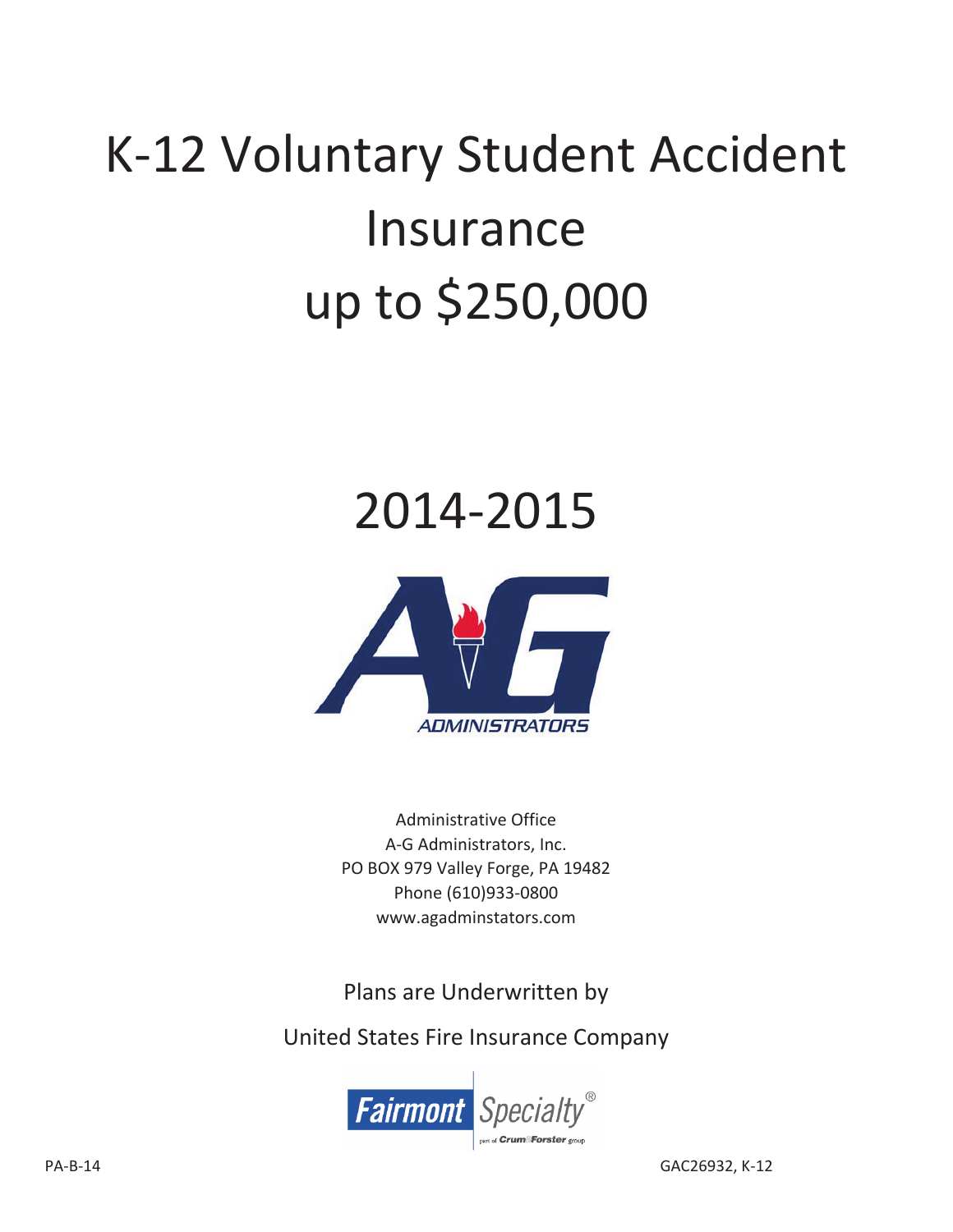# K-12 Voluntary Student Accident Insurance up to $250,000

## 2014-2015

ADMINISTRATORS

Administrative Office
A-G Administrators, Inc.
PO BOX 979 Valley Forge, PA 19482
Phone (610)933-0800
www.agadminstators.com

Plans are Underwritten by

United States Fire Insurance Company

Fairmont Specialty®
part of Crum & Forster group

PA-B-14

GAC26932, K-12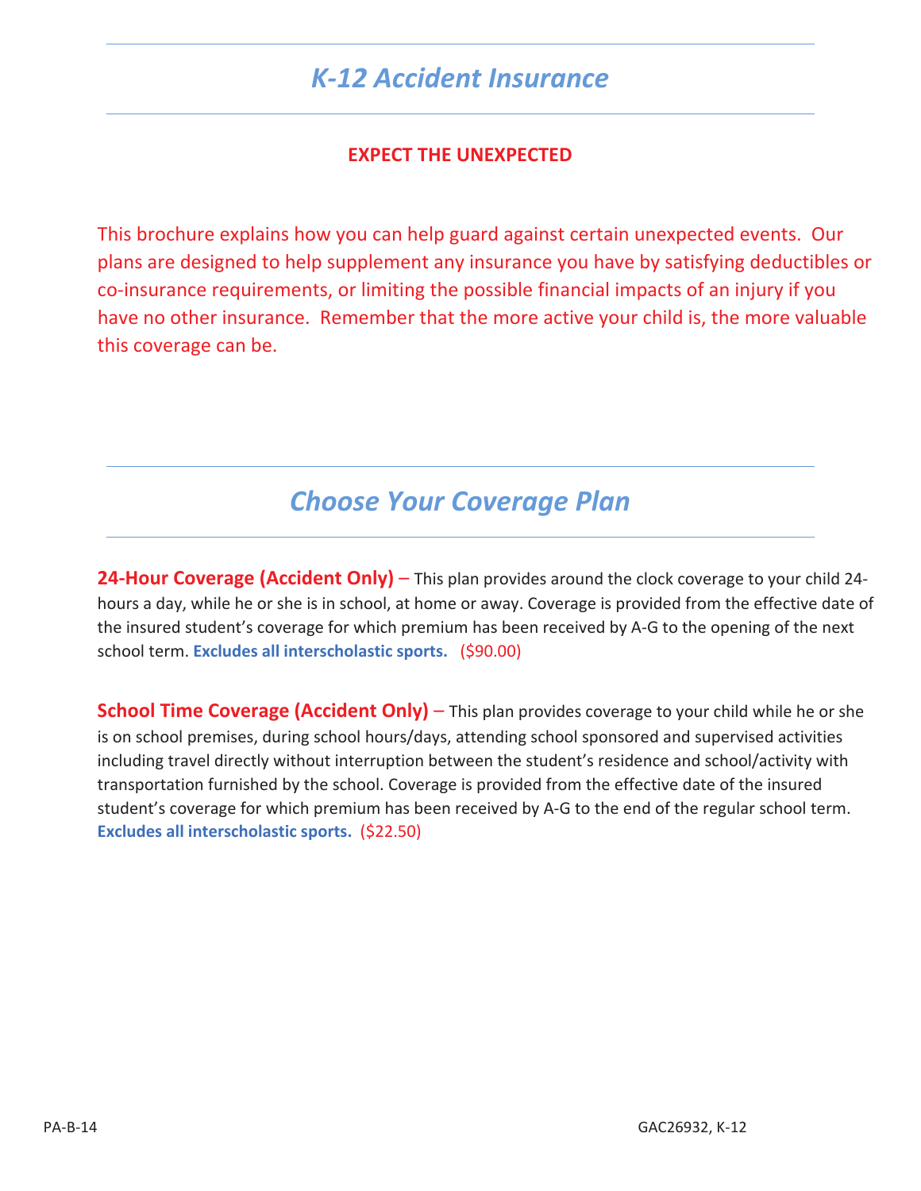# *K-12 Accident Insurance*

**EXPECT THE UNEXPECTED**

This brochure explains how you can help guard against certain unexpected events. Our plans are designed to help supplement any insurance you have by satisfying deductibles or co-insurance requirements, or limiting the possible financial impacts of an injury if you have no other insurance. Remember that the more active your child is, the more valuable this coverage can be.

## *Choose Your Coverage Plan*

**24-Hour Coverage (Accident Only)** – This plan provides around the clock coverage to your child 24-hours a day, while he or she is in school, at home or away. Coverage is provided from the effective date of the insured student's coverage for which premium has been received by A-G to the opening of the next school term. **Excludes all interscholastic sports.** ($90.00)

**School Time Coverage (Accident Only)** – This plan provides coverage to your child while he or she is on school premises, during school hours/days, attending school sponsored and supervised activities including travel directly without interruption between the student's residence and school/activity with transportation furnished by the school. Coverage is provided from the effective date of the insured student's coverage for which premium has been received by A-G to the end of the regular school term. **Excludes all interscholastic sports.** ($22.50)

PA-B-14 GAC26932, K-12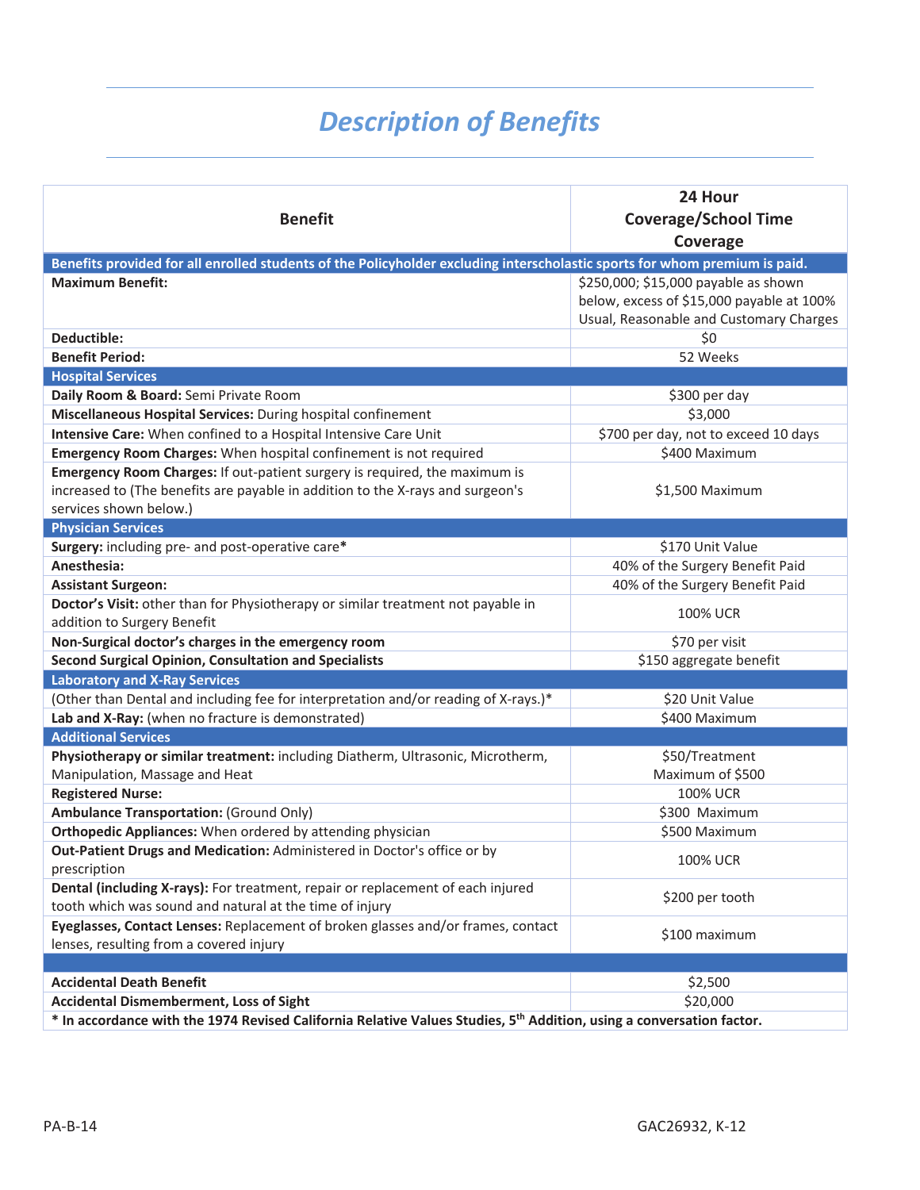# Description of Benefits

| Benefit | 24 Hour Coverage/School Time Coverage |
|---|---|
| **Benefits provided for all enrolled students of the Policyholder excluding interscholastic sports for whom premium is paid.** | |
| **Maximum Benefit:** | $250,000; $15,000 payable as shown below, excess of $15,000 payable at 100% Usual, Reasonable and Customary Charges |
| **Deductible:** | $0 |
| **Benefit Period:** | 52 Weeks |
| **Hospital Services** | |
| **Daily Room & Board:** Semi Private Room | $300 per day |
| **Miscellaneous Hospital Services:** During hospital confinement | $3,000 |
| **Intensive Care:** When confined to a Hospital Intensive Care Unit | $700 per day, not to exceed 10 days |
| **Emergency Room Charges:** When hospital confinement is not required | $400 Maximum |
| **Emergency Room Charges:** If out-patient surgery is required, the maximum is increased to (The benefits are payable in addition to the X-rays and surgeon's services shown below.) | $1,500 Maximum |
| **Physician Services** | |
| **Surgery:** including pre- and post-operative care* | $170 Unit Value |
| **Anesthesia:** | 40% of the Surgery Benefit Paid |
| **Assistant Surgeon:** | 40% of the Surgery Benefit Paid |
| **Doctor's Visit:** other than for Physiotherapy or similar treatment not payable in addition to Surgery Benefit | 100% UCR |
| **Non-Surgical doctor's charges in the emergency room** | $70 per visit |
| **Second Surgical Opinion, Consultation and Specialists** | $150 aggregate benefit |
| **Laboratory and X-Ray Services** | |
| (Other than Dental and including fee for interpretation and/or reading of X-rays.)* | $20 Unit Value |
| **Lab and X-Ray:** (when no fracture is demonstrated) | $400 Maximum |
| **Additional Services** | |
| **Physiotherapy or similar treatment:** including Diatherm, Ultrasonic, Microtherm, Manipulation, Massage and Heat | $50/Treatment Maximum of $500 |
| **Registered Nurse:** | 100% UCR |
| **Ambulance Transportation:** (Ground Only) | $300 Maximum |
| **Orthopedic Appliances:** When ordered by attending physician | $500 Maximum |
| **Out-Patient Drugs and Medication:** Administered in Doctor's office or by prescription | 100% UCR |
| **Dental (including X-rays):** For treatment, repair or replacement of each injured tooth which was sound and natural at the time of injury | $200 per tooth |
| **Eyeglasses, Contact Lenses:** Replacement of broken glasses and/or frames, contact lenses, resulting from a covered injury | $100 maximum |
| | |
| **Accidental Death Benefit** | $2,500 |
| **Accidental Dismemberment, Loss of Sight** | $20,000 |
| **\* In accordance with the 1974 Revised California Relative Values Studies, 5th Addition, using a conversation factor.** | |

PA-B-14 GAC26932, K-12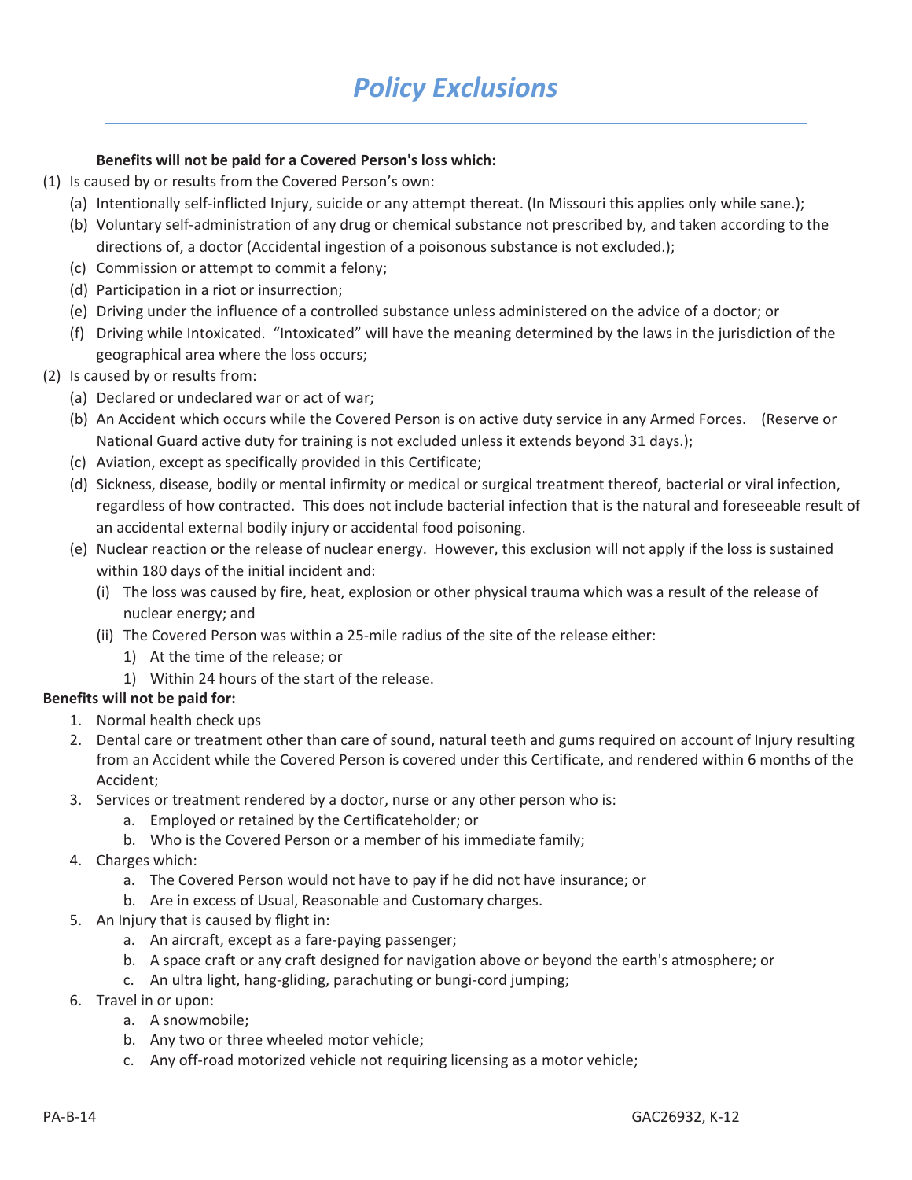# Policy Exclusions

**Benefits will not be paid for a Covered Person's loss which:**

(1) Is caused by or results from the Covered Person's own:

- (a) Intentionally self-inflicted Injury, suicide or any attempt thereat. (In Missouri this applies only while sane.);
- (b) Voluntary self-administration of any drug or chemical substance not prescribed by, and taken according to the directions of, a doctor (Accidental ingestion of a poisonous substance is not excluded.);
- (c) Commission or attempt to commit a felony;
- (d) Participation in a riot or insurrection;
- (e) Driving under the influence of a controlled substance unless administered on the advice of a doctor; or
- (f) Driving while Intoxicated. "Intoxicated" will have the meaning determined by the laws in the jurisdiction of the geographical area where the loss occurs;

(2) Is caused by or results from:

- (a) Declared or undeclared war or act of war;
- (b) An Accident which occurs while the Covered Person is on active duty service in any Armed Forces. (Reserve or National Guard active duty for training is not excluded unless it extends beyond 31 days.);
- (c) Aviation, except as specifically provided in this Certificate;
- (d) Sickness, disease, bodily or mental infirmity or medical or surgical treatment thereof, bacterial or viral infection, regardless of how contracted. This does not include bacterial infection that is the natural and foreseeable result of an accidental external bodily injury or accidental food poisoning.
- (e) Nuclear reaction or the release of nuclear energy. However, this exclusion will not apply if the loss is sustained within 180 days of the initial incident and:
  - (i) The loss was caused by fire, heat, explosion or other physical trauma which was a result of the release of nuclear energy; and
  - (ii) The Covered Person was within a 25-mile radius of the site of the release either:
    - 1) At the time of the release; or
    - 1) Within 24 hours of the start of the release.

**Benefits will not be paid for:**

1. Normal health check ups
2. Dental care or treatment other than care of sound, natural teeth and gums required on account of Injury resulting from an Accident while the Covered Person is covered under this Certificate, and rendered within 6 months of the Accident;
3. Services or treatment rendered by a doctor, nurse or any other person who is:
   - a. Employed or retained by the Certificateholder; or
   - b. Who is the Covered Person or a member of his immediate family;
4. Charges which:
   - a. The Covered Person would not have to pay if he did not have insurance; or
   - b. Are in excess of Usual, Reasonable and Customary charges.
5. An Injury that is caused by flight in:
   - a. An aircraft, except as a fare-paying passenger;
   - b. A space craft or any craft designed for navigation above or beyond the earth's atmosphere; or
   - c. An ultra light, hang-gliding, parachuting or bungi-cord jumping;
6. Travel in or upon:
   - a. A snowmobile;
   - b. Any two or three wheeled motor vehicle;
   - c. Any off-road motorized vehicle not requiring licensing as a motor vehicle;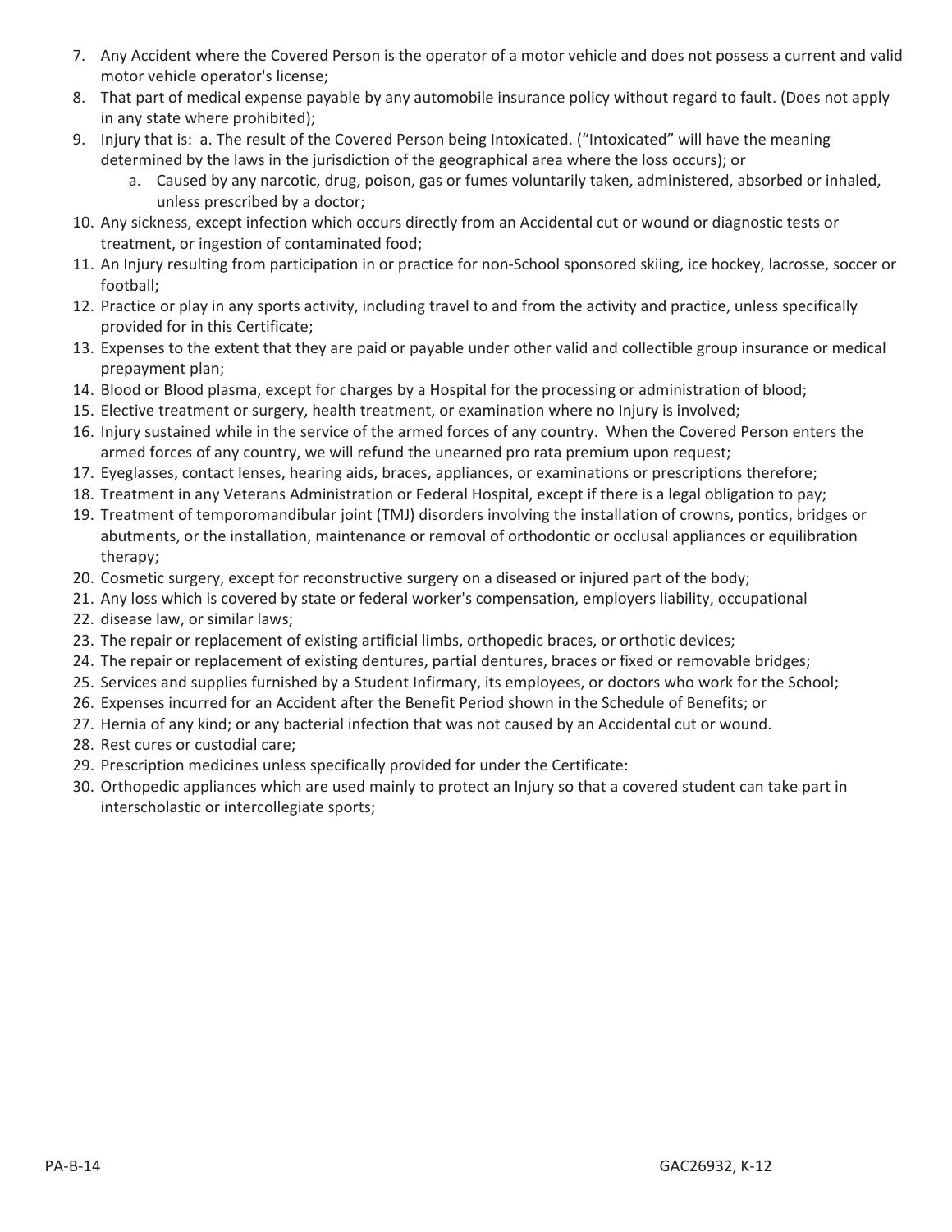7. Any Accident where the Covered Person is the operator of a motor vehicle and does not possess a current and valid motor vehicle operator's license;
8. That part of medical expense payable by any automobile insurance policy without regard to fault. (Does not apply in any state where prohibited);
9. Injury that is: a. The result of the Covered Person being Intoxicated. ("Intoxicated" will have the meaning determined by the laws in the jurisdiction of the geographical area where the loss occurs); or
    a. Caused by any narcotic, drug, poison, gas or fumes voluntarily taken, administered, absorbed or inhaled, unless prescribed by a doctor;
10. Any sickness, except infection which occurs directly from an Accidental cut or wound or diagnostic tests or treatment, or ingestion of contaminated food;
11. An Injury resulting from participation in or practice for non-School sponsored skiing, ice hockey, lacrosse, soccer or football;
12. Practice or play in any sports activity, including travel to and from the activity and practice, unless specifically provided for in this Certificate;
13. Expenses to the extent that they are paid or payable under other valid and collectible group insurance or medical prepayment plan;
14. Blood or Blood plasma, except for charges by a Hospital for the processing or administration of blood;
15. Elective treatment or surgery, health treatment, or examination where no Injury is involved;
16. Injury sustained while in the service of the armed forces of any country. When the Covered Person enters the armed forces of any country, we will refund the unearned pro rata premium upon request;
17. Eyeglasses, contact lenses, hearing aids, braces, appliances, or examinations or prescriptions therefore;
18. Treatment in any Veterans Administration or Federal Hospital, except if there is a legal obligation to pay;
19. Treatment of temporomandibular joint (TMJ) disorders involving the installation of crowns, pontics, bridges or abutments, or the installation, maintenance or removal of orthodontic or occlusal appliances or equilibration therapy;
20. Cosmetic surgery, except for reconstructive surgery on a diseased or injured part of the body;
21. Any loss which is covered by state or federal worker's compensation, employers liability, occupational
22. disease law, or similar laws;
23. The repair or replacement of existing artificial limbs, orthopedic braces, or orthotic devices;
24. The repair or replacement of existing dentures, partial dentures, braces or fixed or removable bridges;
25. Services and supplies furnished by a Student Infirmary, its employees, or doctors who work for the School;
26. Expenses incurred for an Accident after the Benefit Period shown in the Schedule of Benefits; or
27. Hernia of any kind; or any bacterial infection that was not caused by an Accidental cut or wound.
28. Rest cures or custodial care;
29. Prescription medicines unless specifically provided for under the Certificate:
30. Orthopedic appliances which are used mainly to protect an Injury so that a covered student can take part in interscholastic or intercollegiate sports;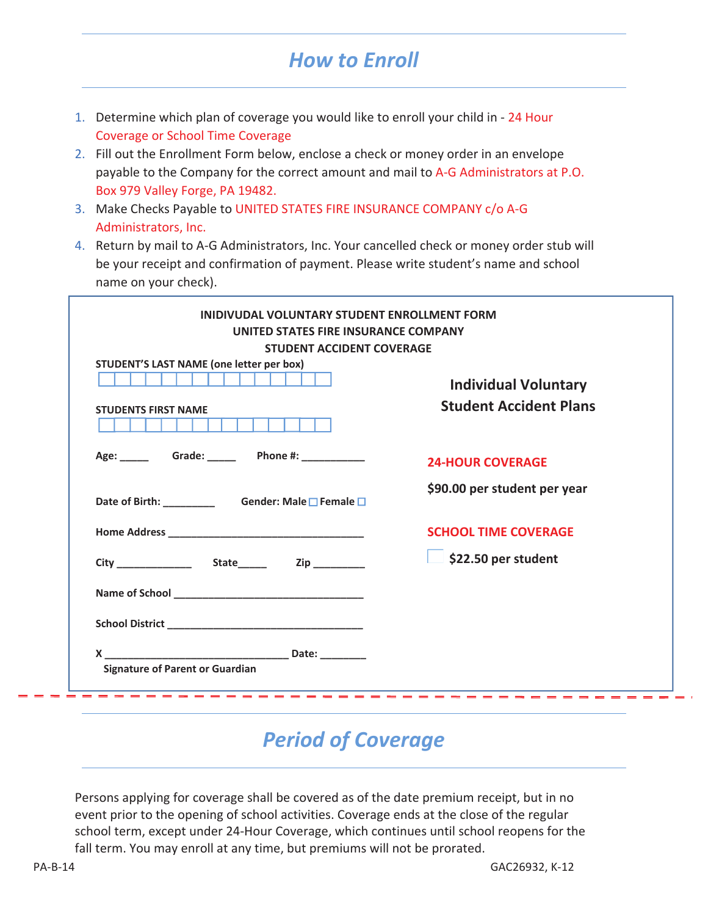## *How to Enroll*

1. Determine which plan of coverage you would like to enroll your child in - 24 Hour Coverage or School Time Coverage
2. Fill out the Enrollment Form below, enclose a check or money order in an envelope payable to the Company for the correct amount and mail to A-G Administrators at P.O. Box 979 Valley Forge, PA 19482.
3. Make Checks Payable to UNITED STATES FIRE INSURANCE COMPANY c/o A-G Administrators, Inc.
4. Return by mail to A-G Administrators, Inc. Your cancelled check or money order stub will be your receipt and confirmation of payment. Please write student's name and school name on your check).

**INIDIVUDAL VOLUNTARY STUDENT ENROLLMENT FORM**
**UNITED STATES FIRE INSURANCE COMPANY**
**STUDENT ACCIDENT COVERAGE**

**STUDENT'S LAST NAME (one letter per box)**

☐☐☐☐☐☐☐☐☐☐☐☐☐☐☐

**STUDENTS FIRST NAME**

☐☐☐☐☐☐☐☐☐☐☐☐☐☐☐

**Age:** _____ **Grade:** _____ **Phone #:** ___________

**Date of Birth:** _________ **Gender: Male** ☐ **Female** ☐

**Home Address** __________________________________

**City** _____________ **State**_____ **Zip** _________

**Name of School** ________________________________

**School District** _________________________________

**X** _______________________________ **Date:** ________
**Signature of Parent or Guardian**

**Individual Voluntary Student Accident Plans**

**24-HOUR COVERAGE**

**$90.00 per student per year**

**SCHOOL TIME COVERAGE**

☐ **$22.50 per student**

## *Period of Coverage*

Persons applying for coverage shall be covered as of the date premium receipt, but in no event prior to the opening of school activities. Coverage ends at the close of the regular school term, except under 24-Hour Coverage, which continues until school reopens for the fall term. You may enroll at any time, but premiums will not be prorated.

PA-B-14 GAC26932, K-12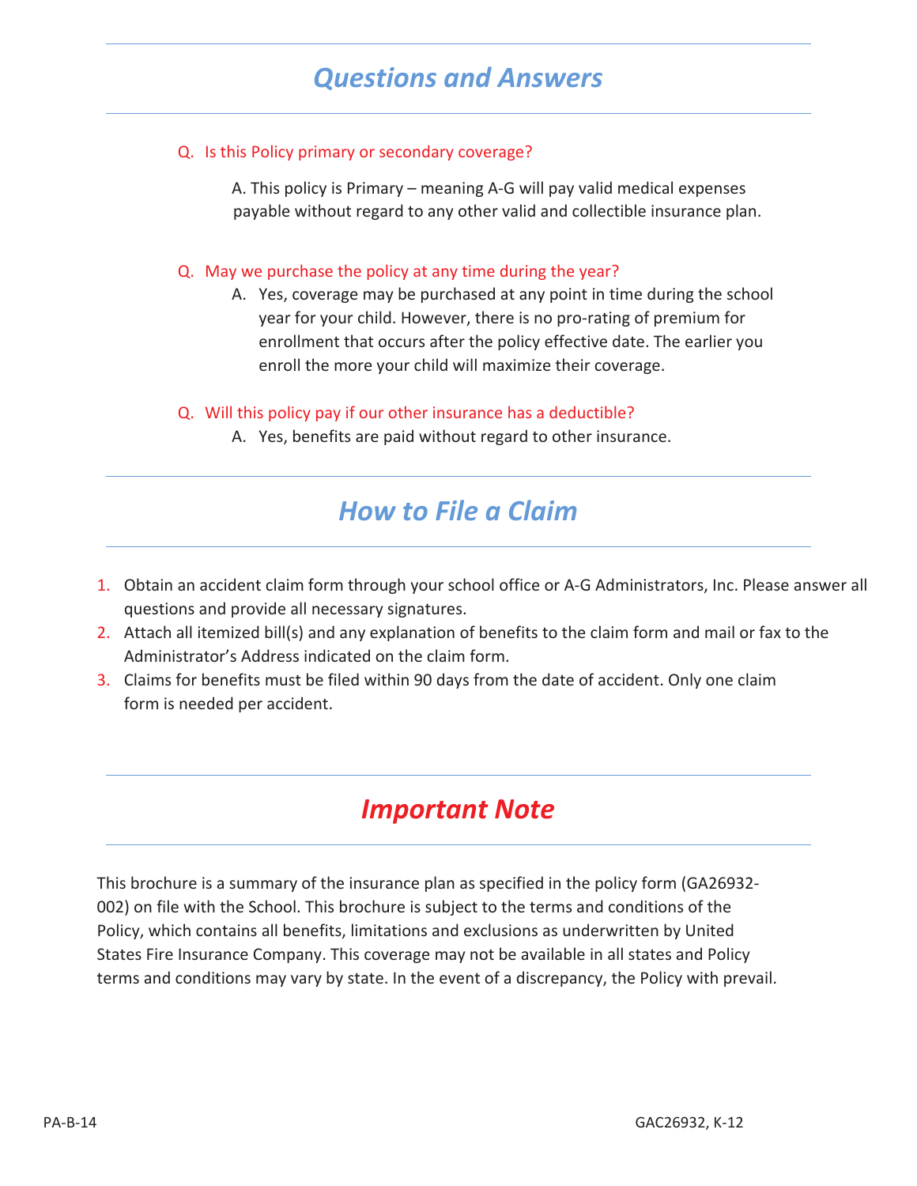## *Questions and Answers*

Q. Is this Policy primary or secondary coverage?

A. This policy is Primary – meaning A-G will pay valid medical expenses payable without regard to any other valid and collectible insurance plan.

Q. May we purchase the policy at any time during the year?

A. Yes, coverage may be purchased at any point in time during the school year for your child. However, there is no pro-rating of premium for enrollment that occurs after the policy effective date. The earlier you enroll the more your child will maximize their coverage.

Q. Will this policy pay if our other insurance has a deductible?

A. Yes, benefits are paid without regard to other insurance.

## *How to File a Claim*

1. Obtain an accident claim form through your school office or A-G Administrators, Inc. Please answer all questions and provide all necessary signatures.
2. Attach all itemized bill(s) and any explanation of benefits to the claim form and mail or fax to the Administrator's Address indicated on the claim form.
3. Claims for benefits must be filed within 90 days from the date of accident. Only one claim form is needed per accident.

## *Important Note*

This brochure is a summary of the insurance plan as specified in the policy form (GA26932-002) on file with the School. This brochure is subject to the terms and conditions of the Policy, which contains all benefits, limitations and exclusions as underwritten by United States Fire Insurance Company. This coverage may not be available in all states and Policy terms and conditions may vary by state. In the event of a discrepancy, the Policy with prevail.

PA-B-14

GAC26932, K-12